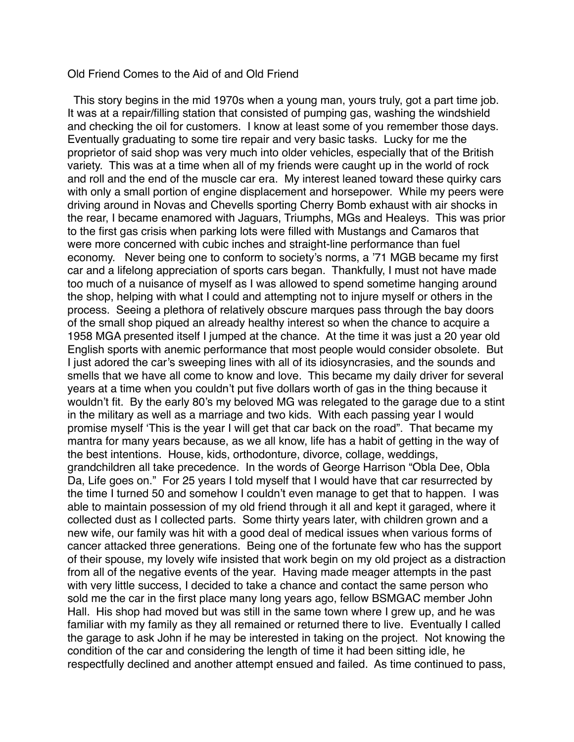# Old Friend Comes to the Aid of and Old Friend

This story begins in the mid 1970s when a young man, yours truly, got a part time job. It was at a repair/filling station that consisted of pumping gas, washing the windshield and checking the oil for customers. I know at least some of you remember those days. Eventually graduating to some tire repair and very basic tasks. Lucky for me the proprietor of said shop was very much into older vehicles, especially that of the British variety. This was at a time when all of my friends were caught up in the world of rock and roll and the end of the muscle car era. My interest leaned toward these quirky cars with only a small portion of engine displacement and horsepower. While my peers were driving around in Novas and Chevells sporting Cherry Bomb exhaust with air shocks in the rear, I became enamored with Jaguars, Triumphs, MGs and Healeys. This was prior to the first gas crisis when parking lots were filled with Mustangs and Camaros that were more concerned with cubic inches and straight-line performance than fuel economy. Never being one to conform to society's norms, a '71 MGB became my first car and a lifelong appreciation of sports cars began. Thankfully, I must not have made too much of a nuisance of myself as I was allowed to spend sometime hanging around the shop, helping with what I could and attempting not to injure myself or others in the process. Seeing a plethora of relatively obscure marques pass through the bay doors of the small shop piqued an already healthy interest so when the chance to acquire a 1958 MGA presented itself I jumped at the chance. At the time it was just a 20 year old English sports with anemic performance that most people would consider obsolete. But I just adored the car's sweeping lines with all of its idiosyncrasies, and the sounds and smells that we have all come to know and love. This became my daily driver for several years at a time when you couldn't put five dollars worth of gas in the thing because it wouldn't fit. By the early 80's my beloved MG was relegated to the garage due to a stint in the military as well as a marriage and two kids. With each passing year I would promise myself 'This is the year I will get that car back on the road". That became my mantra for many years because, as we all know, life has a habit of getting in the way of the best intentions. House, kids, orthodonture, divorce, collage, weddings, grandchildren all take precedence. In the words of George Harrison "Obla Dee, Obla Da, Life goes on." For 25 years I told myself that I would have that car resurrected by the time I turned 50 and somehow I couldn't even manage to get that to happen. I was able to maintain possession of my old friend through it all and kept it garaged, where it collected dust as I collected parts. Some thirty years later, with children grown and a new wife, our family was hit with a good deal of medical issues when various forms of cancer attacked three generations. Being one of the fortunate few who has the support of their spouse, my lovely wife insisted that work begin on my old project as a distraction from all of the negative events of the year. Having made meager attempts in the past with very little success, I decided to take a chance and contact the same person who sold me the car in the first place many long years ago, fellow BSMGAC member John Hall. His shop had moved but was still in the same town where I grew up, and he was familiar with my family as they all remained or returned there to live. Eventually I called the garage to ask John if he may be interested in taking on the project. Not knowing the condition of the car and considering the length of time it had been sitting idle, he respectfully declined and another attempt ensued and failed. As time continued to pass,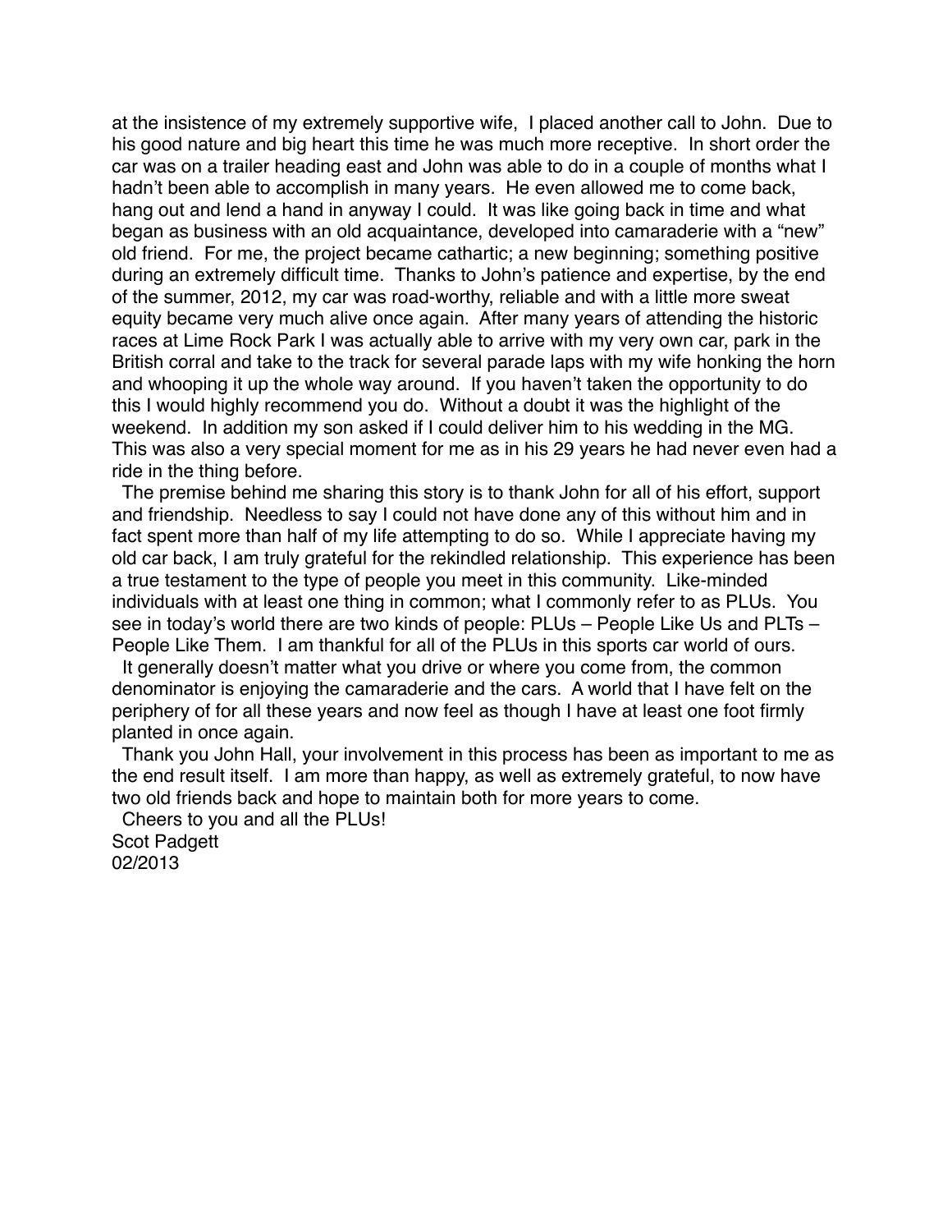at the insistence of my extremely supportive wife,  I placed another call to John.  Due to his good nature and big heart this time he was much more receptive.  In short order the car was on a trailer heading east and John was able to do in a couple of months what I hadn't been able to accomplish in many years.  He even allowed me to come back, hang out and lend a hand in anyway I could.  It was like going back in time and what began as business with an old acquaintance, developed into camaraderie with a "new" old friend.  For me, the project became cathartic; a new beginning; something positive during an extremely difficult time.  Thanks to John's patience and expertise, by the end of the summer, 2012, my car was road-worthy, reliable and with a little more sweat equity became very much alive once again.  After many years of attending the historic races at Lime Rock Park I was actually able to arrive with my very own car, park in the British corral and take to the track for several parade laps with my wife honking the horn and whooping it up the whole way around.  If you haven't taken the opportunity to do this I would highly recommend you do.  Without a doubt it was the highlight of the weekend.  In addition my son asked if I could deliver him to his wedding in the MG.  This was also a very special moment for me as in his 29 years he had never even had a ride in the thing before.

The premise behind me sharing this story is to thank John for all of his effort, support and friendship.  Needless to say I could not have done any of this without him and in fact spent more than half of my life attempting to do so.  While I appreciate having my old car back, I am truly grateful for the rekindled relationship.  This experience has been a true testament to the type of people you meet in this community.  Like-minded individuals with at least one thing in common; what I commonly refer to as PLUs.  You see in today's world there are two kinds of people: PLUs – People Like Us and PLTs – People Like Them.  I am thankful for all of the PLUs in this sports car world of ours.

It generally doesn't matter what you drive or where you come from, the common denominator is enjoying the camaraderie and the cars.  A world that I have felt on the periphery of for all these years and now feel as though I have at least one foot firmly planted in once again.

Thank you John Hall, your involvement in this process has been as important to me as the end result itself.  I am more than happy, as well as extremely grateful, to now have two old friends back and hope to maintain both for more years to come.

Cheers to you and all the PLUs!

Scot Padgett
02/2013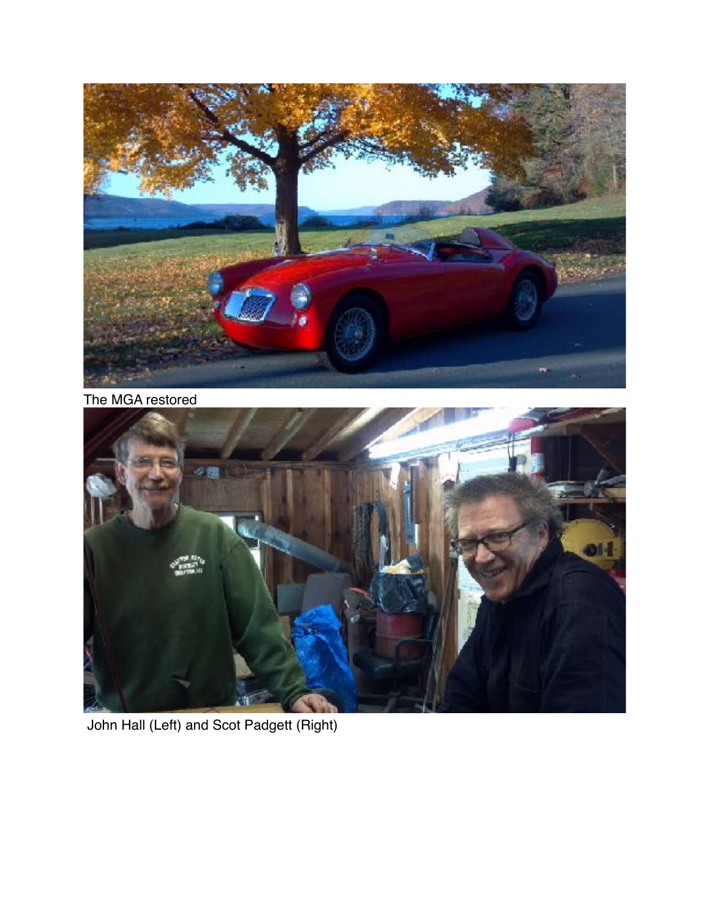The MGA restored

John Hall (Left) and Scot Padgett (Right)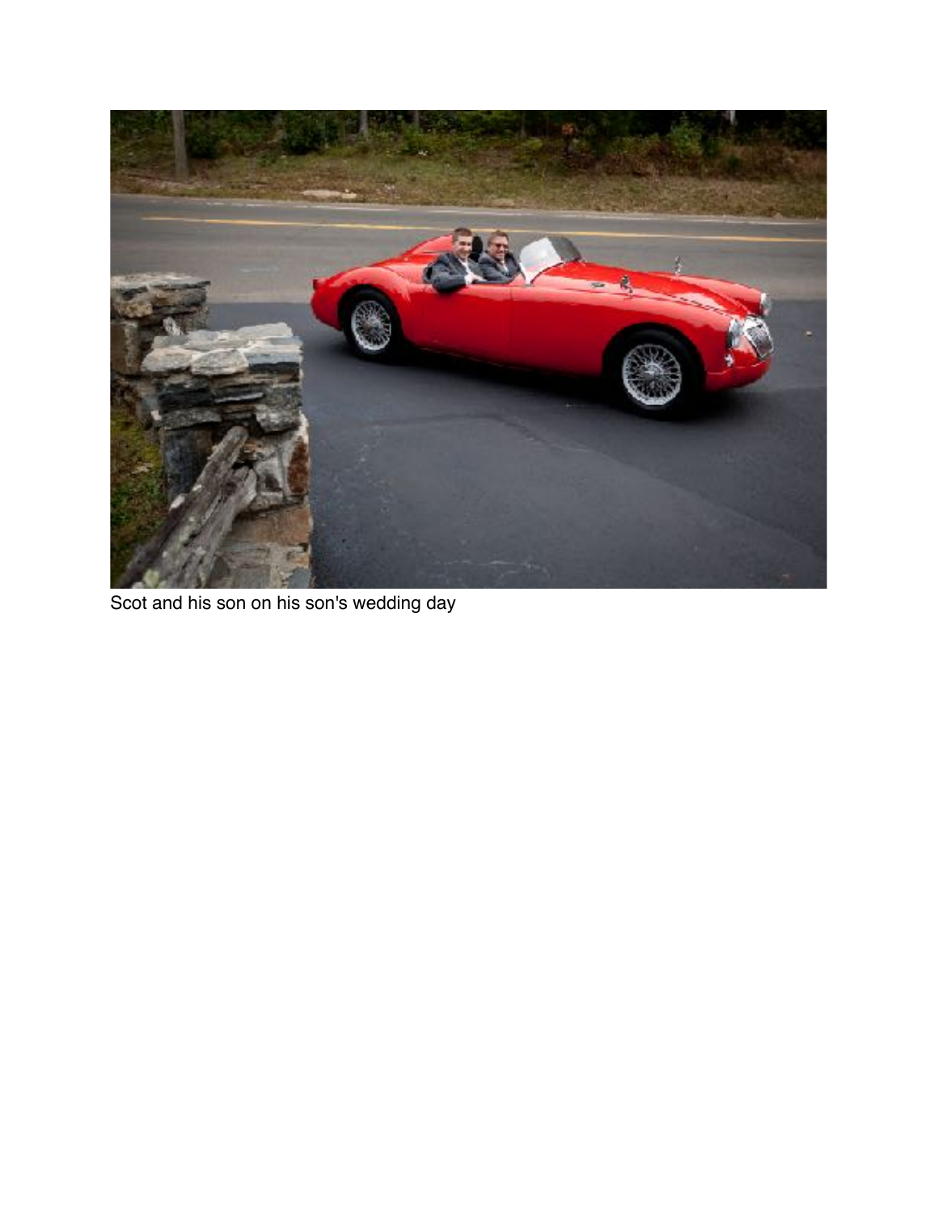Scot and his son on his son's wedding day